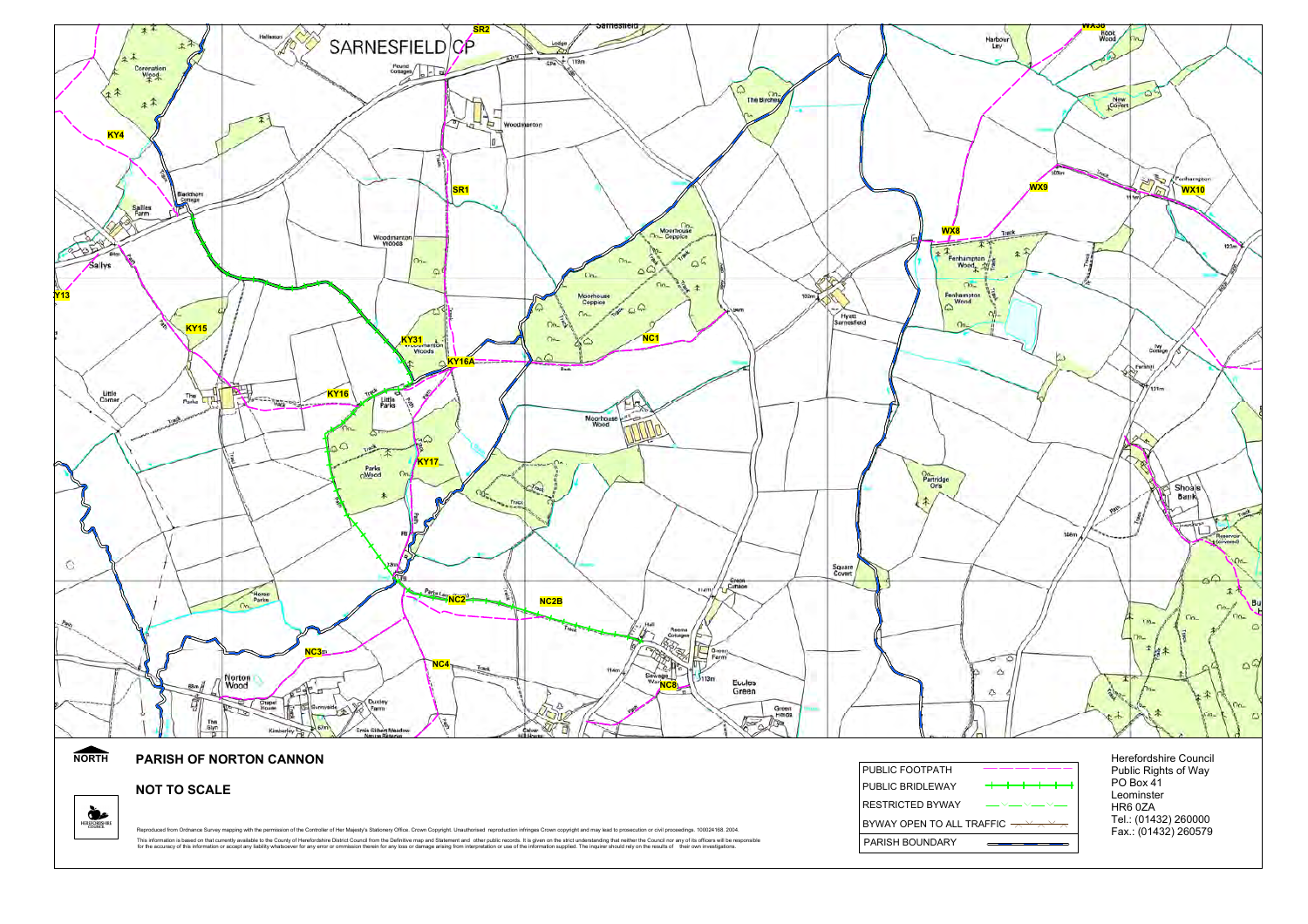# PARISH OF NORTON CANNON

## NOT TO SCALE

NORTH

| PUBLIC FOOTPATH |
|---|
| PUBLIC BRIDLEWAY |
| RESTRICTED BYWAY |
| BYWAY OPEN TO ALL TRAFFIC |
| PARISH BOUNDARY |

Herefordshire Council
Public Rights of Way
PO Box 41
Leominster
HR6 0ZA
Tel.: (01432) 260000
Fax.: (01432) 260579

Reproduced from Ordnance Survey mapping with the permission of the Controller of Her Majesty's Stationery Office. Crown Copyright. Unauthorised reproduction infringes Crown copyright and may lead to prosecution or civil proceedings. 100024168. 2004.

This information is based on that currently available to the County of Herefordshire District Council from the Definitive map and Statement and other public records. It is given on the strict understanding that neither the Council nor any of its officers will be responsible for the accuracy of this information or accept any liability whatsoever for any error or omission therein for any loss or damage arising from interpretation or use of the information supplied. The inquirer should rely on the results of their own investigations.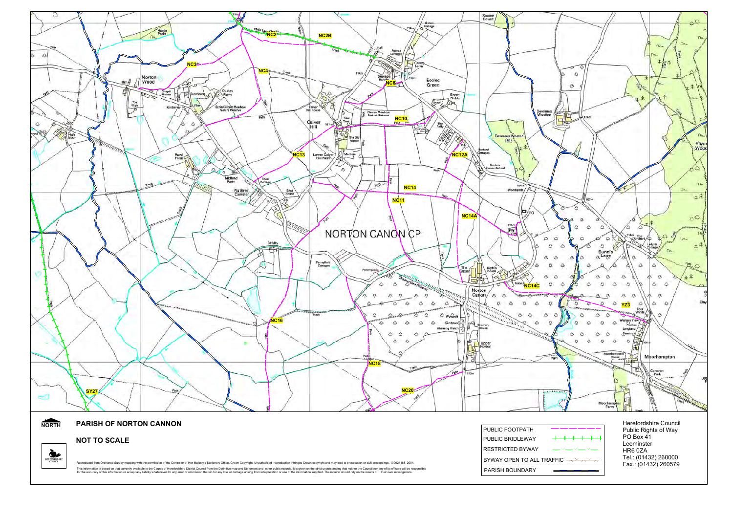NORTH

# PARISH OF NORTON CANNON

## NOT TO SCALE

Reproduced from Ordnance Survey mapping with the permission of the Controller of Her Majesty's Stationery Office. Crown Copyright. Unauthorised reproduction infringes Crown copyright and may lead to prosecution or civil proceedings. 100024168. 2004.

This information is based on that currently available to the County of Herefordshire District Council from the Definitive map and Statement and other public records. It is given on the strict understanding that neither the Council nor any of its officers will be responsible for the accuracy of this information or accept any liability whatsoever for any error or omission therein for any loss or damage arising from interpretation or use of the information supplied. The inquirer should rely on the results of their own investigations.

| Key |
|---|
| PUBLIC FOOTPATH |
| PUBLIC BRIDLEWAY |
| RESTRICTED BYWAY |
| BYWAY OPEN TO ALL TRAFFIC |
| PARISH BOUNDARY |

Herefordshire Council
Public Rights of Way
PO Box 41
Leominster
HR6 0ZA
Tel.: (01432) 260000
Fax.: (01432) 260579

NORTON CANON CP

NC2, NC2B, NC3, NC4, NC8, NC10, NC12A, NC13, NC14, NC11, NC14A, NC14C, YZ3, NC16, NC18, NC20, SY27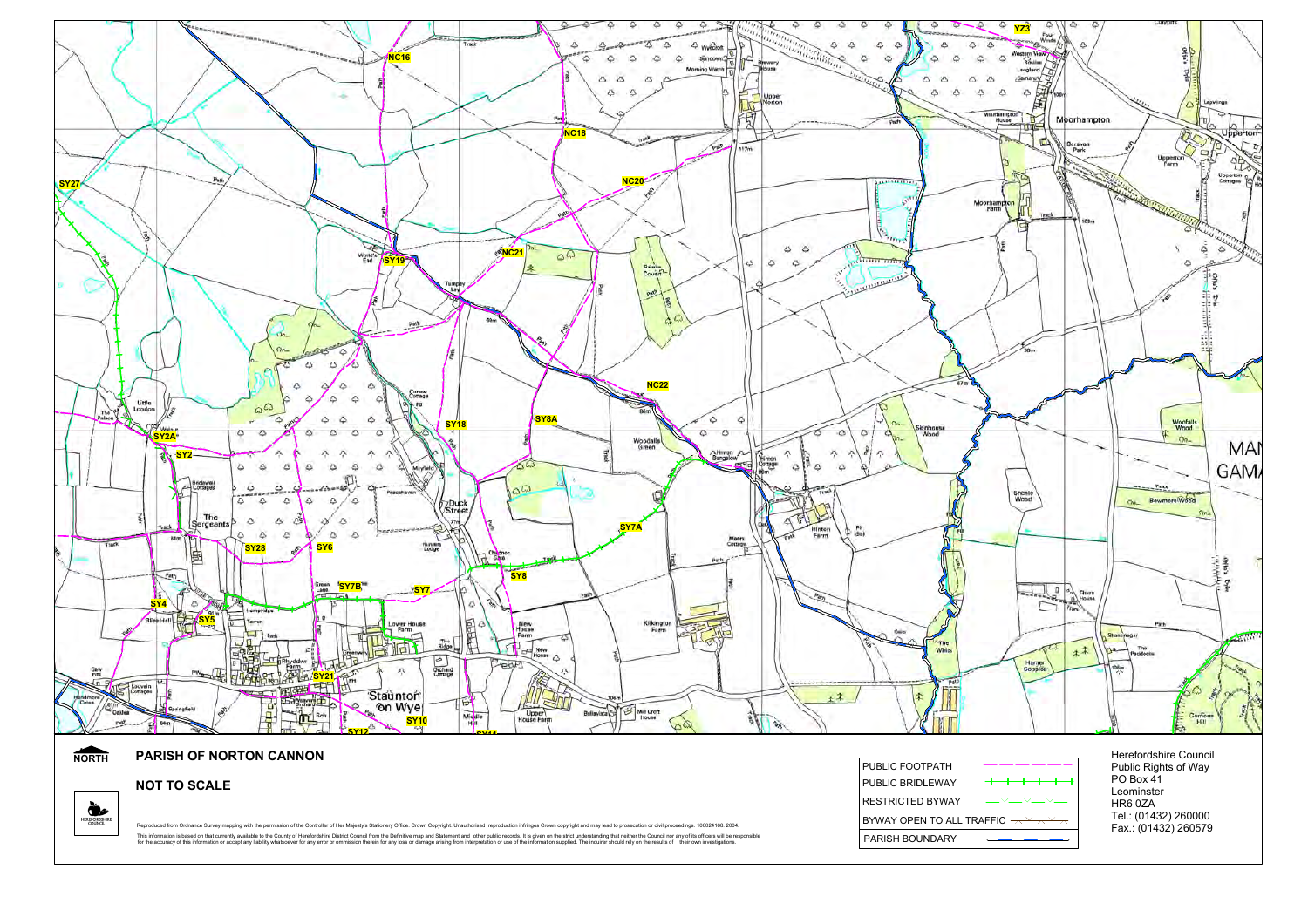# PARISH OF NORTON CANNON

## NOT TO SCALE

| | |
|---|---|
| PUBLIC FOOTPATH | |
| PUBLIC BRIDLEWAY | |
| RESTRICTED BYWAY | |
| BYWAY OPEN TO ALL TRAFFIC | |
| PARISH BOUNDARY | |

Herefordshire Council
Public Rights of Way
PO Box 41
Leominster
HR6 0ZA
Tel.: (01432) 260000
Fax.: (01432) 260579

Reproduced from Ordnance Survey mapping with the permission of the Controller of Her Majesty's Stationery Office. Crown Copyright. Unauthorised reproduction infringes Crown copyright and may lead to prosecution or civil proceedings. 100024168. 2004.

This information is based on that currently available to the County of Herefordshire District Council from the Definitive map and Statement and other public records. It is given on the strict understanding that neither the Council nor any of its officers will be responsible for the accuracy of this information or accept any liability whatsoever for any error or omission therein for any loss or damage arising from interpretation or use of the information supplied. The inquirer should rely on the results of their own investigations.